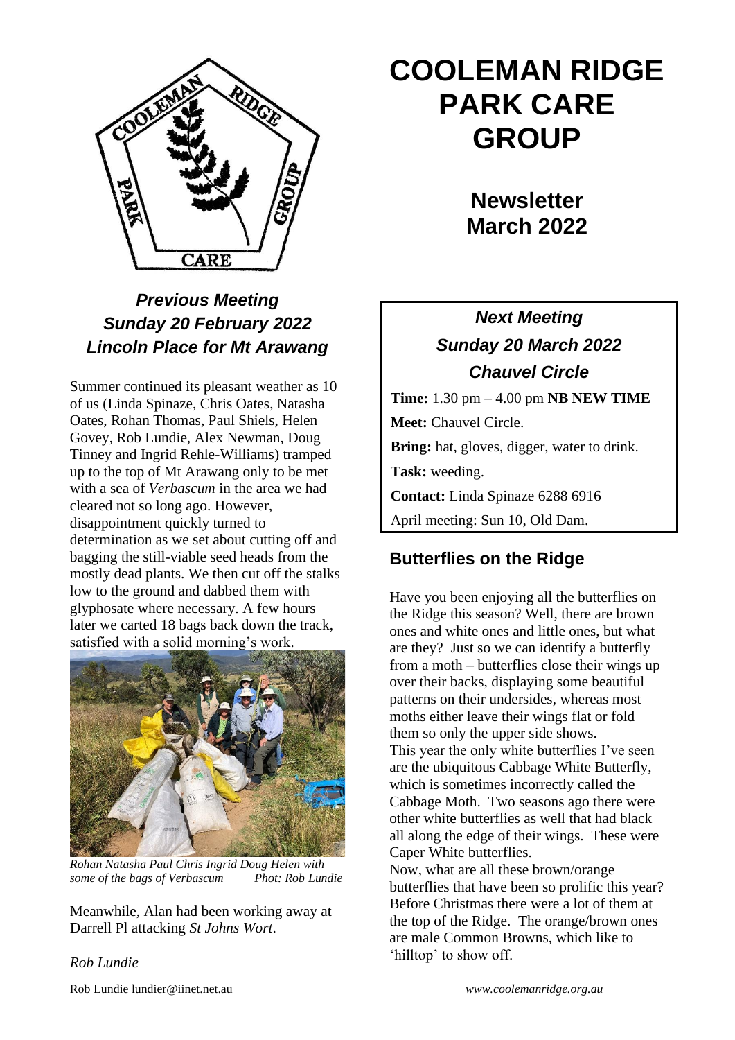# COOLEMAN RIDGE PARK CARE GROUP

## Newsletter March 2022

### *Previous Meeting Sunday 20 February 2022 Lincoln Place for Mt Arawang*

Summer continued its pleasant weather as 10 of us (Linda Spinaze, Chris Oates, Natasha Oates, Rohan Thomas, Paul Shiels, Helen Govey, Rob Lundie, Alex Newman, Doug Tinney and Ingrid Rehle-Williams) tramped up to the top of Mt Arawang only to be met with a sea of *Verbascum* in the area we had cleared not so long ago. However, disappointment quickly turned to determination as we set about cutting off and bagging the still-viable seed heads from the mostly dead plants. We then cut off the stalks low to the ground and dabbed them with glyphosate where necessary. A few hours later we carted 18 bags back down the track, satisfied with a solid morning's work.

*Rohan Natasha Paul Chris Ingrid Doug Helen with some of the bags of Verbascum Phot: Rob Lundie*

Meanwhile, Alan had been working away at Darrell Pl attacking *St Johns Wort*.

*Rob Lundie*

### *Next Meeting Sunday 20 March 2022 Chauvel Circle*

**Time:** 1.30 pm – 4.00 pm **NB NEW TIME**

**Meet:** Chauvel Circle.

**Bring:** hat, gloves, digger, water to drink.

**Task:** weeding.

**Contact:** Linda Spinaze 6288 6916

April meeting: Sun 10, Old Dam.

## Butterflies on the Ridge

Have you been enjoying all the butterflies on the Ridge this season? Well, there are brown ones and white ones and little ones, but what are they? Just so we can identify a butterfly from a moth – butterflies close their wings up over their backs, displaying some beautiful patterns on their undersides, whereas most moths either leave their wings flat or fold them so only the upper side shows.

This year the only white butterflies I've seen are the ubiquitous Cabbage White Butterfly, which is sometimes incorrectly called the Cabbage Moth. Two seasons ago there were other white butterflies as well that had black all along the edge of their wings. These were Caper White butterflies.

Now, what are all these brown/orange butterflies that have been so prolific this year? Before Christmas there were a lot of them at the top of the Ridge. The orange/brown ones are male Common Browns, which like to 'hilltop' to show off.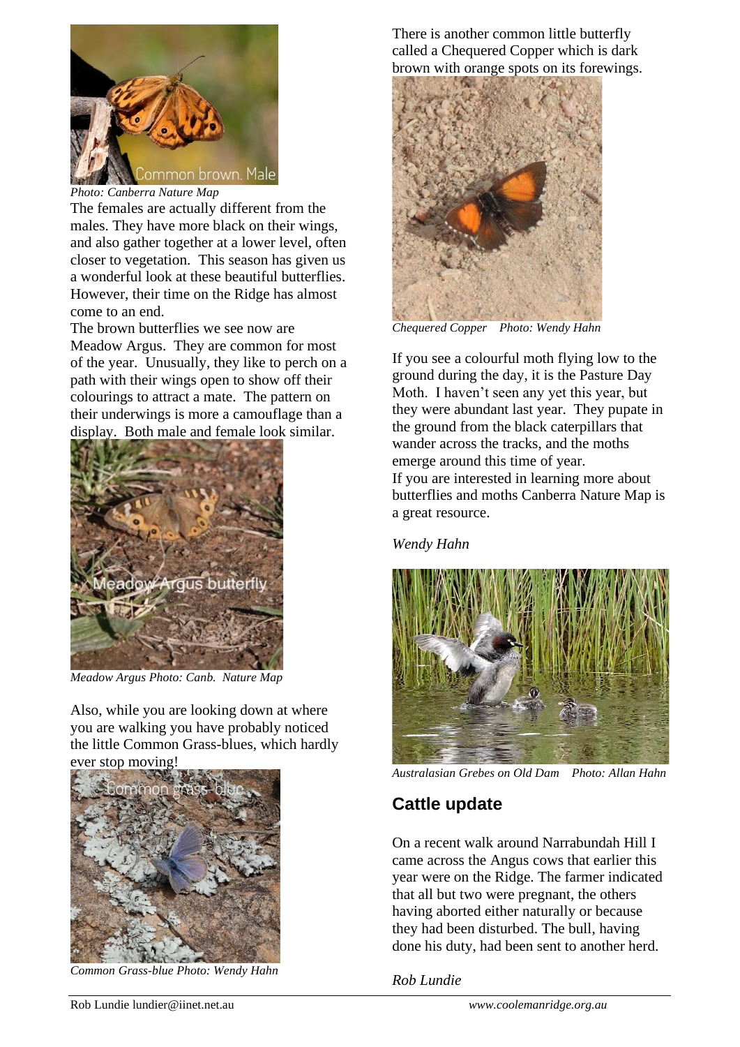Photo: Canberra Nature Map

The females are actually different from the males. They have more black on their wings, and also gather together at a lower level, often closer to vegetation. This season has given us a wonderful look at these beautiful butterflies. However, their time on the Ridge has almost come to an end.

The brown butterflies we see now are Meadow Argus. They are common for most of the year. Unusually, they like to perch on a path with their wings open to show off their colourings to attract a mate. The pattern on their underwings is more a camouflage than a display. Both male and female look similar.

*Meadow Argus Photo: Canb. Nature Map*

Also, while you are looking down at where you are walking you have probably noticed the little Common Grass-blues, which hardly ever stop moving!

*Common Grass-blue Photo: Wendy Hahn*

There is another common little butterfly called a Chequered Copper which is dark brown with orange spots on its forewings.

*Chequered Copper Photo: Wendy Hahn*

If you see a colourful moth flying low to the ground during the day, it is the Pasture Day Moth. I haven't seen any yet this year, but they were abundant last year. They pupate in the ground from the black caterpillars that wander across the tracks, and the moths emerge around this time of year.

If you are interested in learning more about butterflies and moths Canberra Nature Map is a great resource.

*Wendy Hahn*

*Australasian Grebes on Old Dam Photo: Allan Hahn*

## Cattle update

On a recent walk around Narrabundah Hill I came across the Angus cows that earlier this year were on the Ridge. The farmer indicated that all but two were pregnant, the others having aborted either naturally or because they had been disturbed. The bull, having done his duty, had been sent to another herd.

*Rob Lundie*

Rob Lundie lundier@iinet.net.au *www.coolemanridge.org.au*